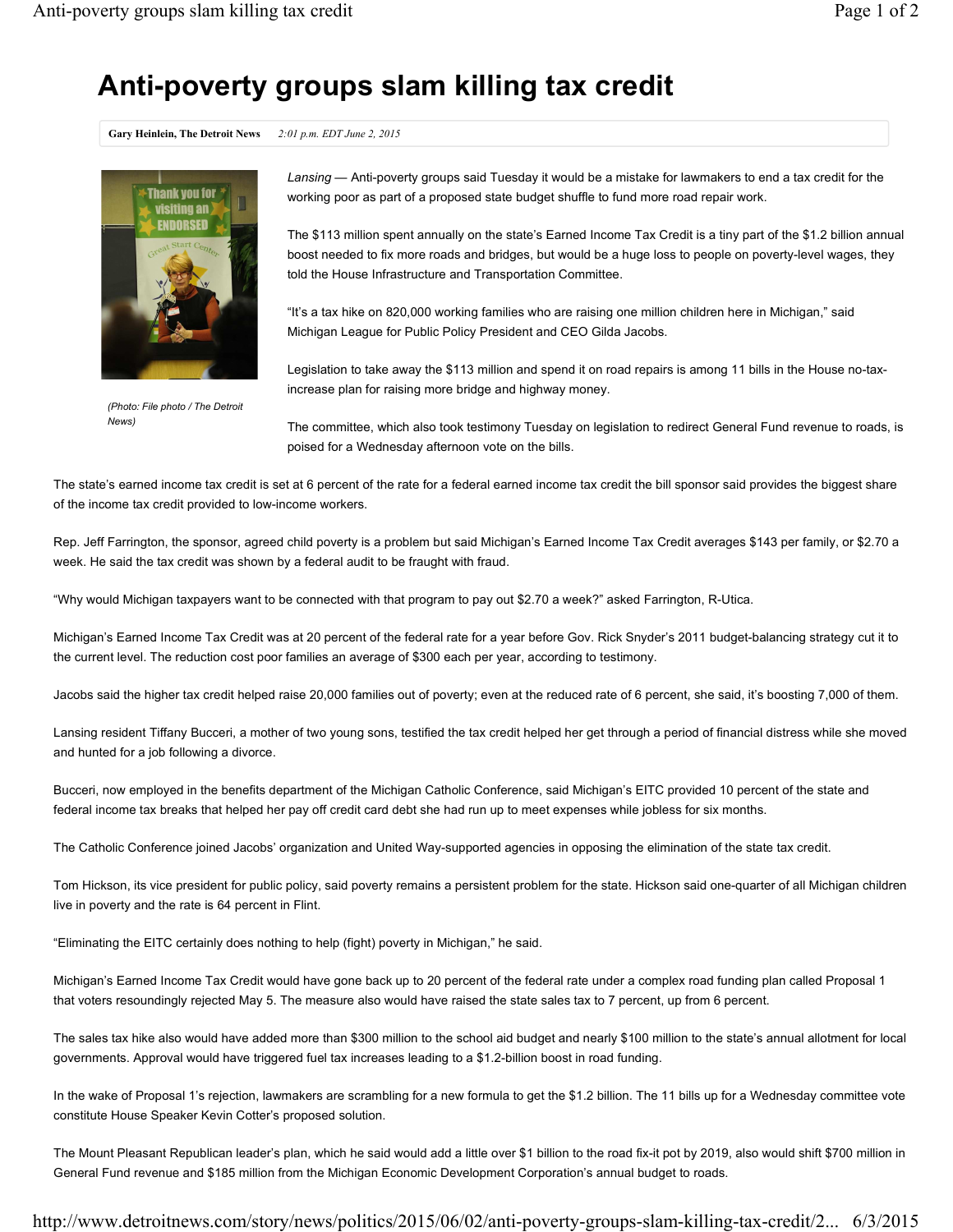# Anti-poverty groups slam killing tax credit

**Gary Heinlein, The Detroit News** *2:01 p.m. EDT June 2, 2015*

*(Photo: File photo / The Detroit News)*

*Lansing* — Anti-poverty groups said Tuesday it would be a mistake for lawmakers to end a tax credit for the working poor as part of a proposed state budget shuffle to fund more road repair work.

The $113 million spent annually on the state's Earned Income Tax Credit is a tiny part of the $1.2 billion annual boost needed to fix more roads and bridges, but would be a huge loss to people on poverty-level wages, they told the House Infrastructure and Transportation Committee.

"It's a tax hike on 820,000 working families who are raising one million children here in Michigan," said Michigan League for Public Policy President and CEO Gilda Jacobs.

Legislation to take away the $113 million and spend it on road repairs is among 11 bills in the House no-tax-increase plan for raising more bridge and highway money.

The committee, which also took testimony Tuesday on legislation to redirect General Fund revenue to roads, is poised for a Wednesday afternoon vote on the bills.

The state's earned income tax credit is set at 6 percent of the rate for a federal earned income tax credit the bill sponsor said provides the biggest share of the income tax credit provided to low-income workers.

Rep. Jeff Farrington, the sponsor, agreed child poverty is a problem but said Michigan's Earned Income Tax Credit averages $143 per family, or $2.70 a week. He said the tax credit was shown by a federal audit to be fraught with fraud.

"Why would Michigan taxpayers want to be connected with that program to pay out $2.70 a week?" asked Farrington, R-Utica.

Michigan's Earned Income Tax Credit was at 20 percent of the federal rate for a year before Gov. Rick Snyder's 2011 budget-balancing strategy cut it to the current level. The reduction cost poor families an average of $300 each per year, according to testimony.

Jacobs said the higher tax credit helped raise 20,000 families out of poverty; even at the reduced rate of 6 percent, she said, it's boosting 7,000 of them.

Lansing resident Tiffany Bucceri, a mother of two young sons, testified the tax credit helped her get through a period of financial distress while she moved and hunted for a job following a divorce.

Bucceri, now employed in the benefits department of the Michigan Catholic Conference, said Michigan's EITC provided 10 percent of the state and federal income tax breaks that helped her pay off credit card debt she had run up to meet expenses while jobless for six months.

The Catholic Conference joined Jacobs' organization and United Way-supported agencies in opposing the elimination of the state tax credit.

Tom Hickson, its vice president for public policy, said poverty remains a persistent problem for the state. Hickson said one-quarter of all Michigan children live in poverty and the rate is 64 percent in Flint.

"Eliminating the EITC certainly does nothing to help (fight) poverty in Michigan," he said.

Michigan's Earned Income Tax Credit would have gone back up to 20 percent of the federal rate under a complex road funding plan called Proposal 1 that voters resoundingly rejected May 5. The measure also would have raised the state sales tax to 7 percent, up from 6 percent.

The sales tax hike also would have added more than $300 million to the school aid budget and nearly $100 million to the state's annual allotment for local governments. Approval would have triggered fuel tax increases leading to a $1.2-billion boost in road funding.

In the wake of Proposal 1's rejection, lawmakers are scrambling for a new formula to get the $1.2 billion. The 11 bills up for a Wednesday committee vote constitute House Speaker Kevin Cotter's proposed solution.

The Mount Pleasant Republican leader's plan, which he said would add a little over $1 billion to the road fix-it pot by 2019, also would shift $700 million in General Fund revenue and $185 million from the Michigan Economic Development Corporation's annual budget to roads.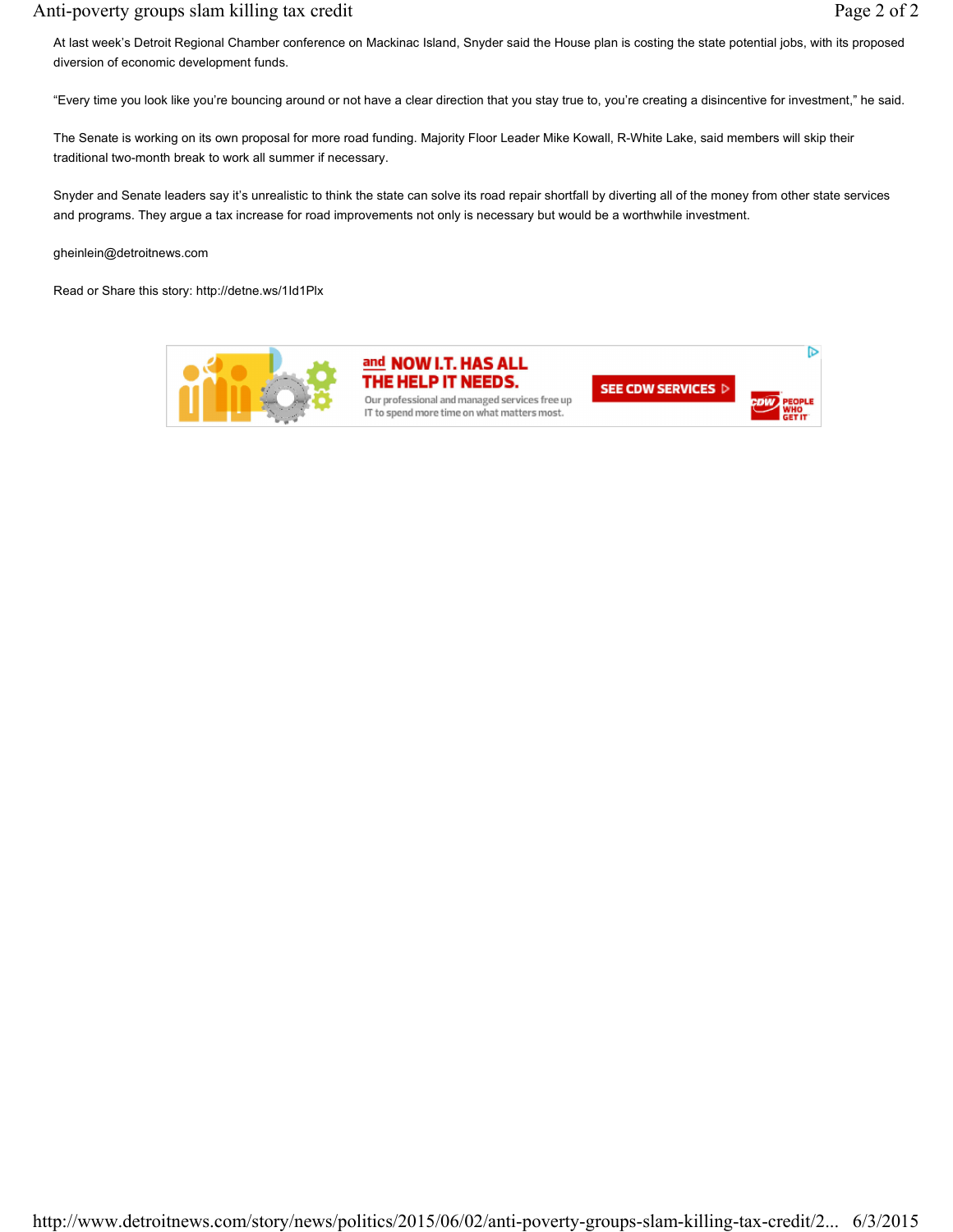At last week's Detroit Regional Chamber conference on Mackinac Island, Snyder said the House plan is costing the state potential jobs, with its proposed diversion of economic development funds.

"Every time you look like you're bouncing around or not have a clear direction that you stay true to, you're creating a disincentive for investment," he said.

The Senate is working on its own proposal for more road funding. Majority Floor Leader Mike Kowall, R-White Lake, said members will skip their traditional two-month break to work all summer if necessary.

Snyder and Senate leaders say it's unrealistic to think the state can solve its road repair shortfall by diverting all of the money from other state services and programs. They argue a tax increase for road improvements not only is necessary but would be a worthwhile investment.

gheinlein@detroitnews.com

Read or Share this story: http://detne.ws/1Id1Plx